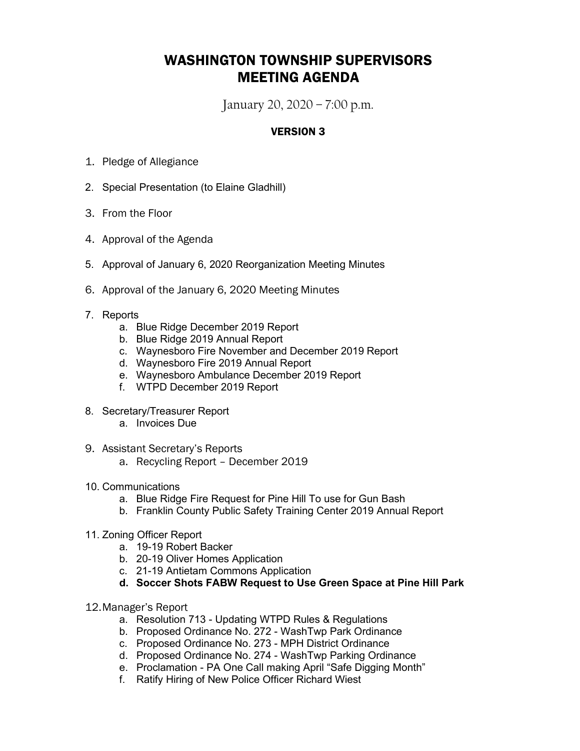# WASHINGTON TOWNSHIP SUPERVISORS MEETING AGENDA

January 20, 2020 – 7:00 p.m.

**VERSION 3**

1. Pledge of Allegiance

2. Special Presentation (to Elaine Gladhill)

3. From the Floor

4. Approval of the Agenda

5. Approval of January 6, 2020 Reorganization Meeting Minutes

6. Approval of the January 6, 2020 Meeting Minutes

7. Reports
    a. Blue Ridge December 2019 Report
    b. Blue Ridge 2019 Annual Report
    c. Waynesboro Fire November and December 2019 Report
    d. Waynesboro Fire 2019 Annual Report
    e. Waynesboro Ambulance December 2019 Report
    f. WTPD December 2019 Report

8. Secretary/Treasurer Report
    a. Invoices Due

9. Assistant Secretary's Reports
    a. Recycling Report – December 2019

10. Communications
    a. Blue Ridge Fire Request for Pine Hill To use for Gun Bash
    b. Franklin County Public Safety Training Center 2019 Annual Report

11. Zoning Officer Report
    a. 19-19 Robert Backer
    b. 20-19 Oliver Homes Application
    c. 21-19 Antietam Commons Application
    **d. Soccer Shots FABW Request to Use Green Space at Pine Hill Park**

12. Manager's Report
    a. Resolution 713 - Updating WTPD Rules & Regulations
    b. Proposed Ordinance No. 272 - WashTwp Park Ordinance
    c. Proposed Ordinance No. 273 - MPH District Ordinance
    d. Proposed Ordinance No. 274 - WashTwp Parking Ordinance
    e. Proclamation - PA One Call making April "Safe Digging Month"
    f. Ratify Hiring of New Police Officer Richard Wiest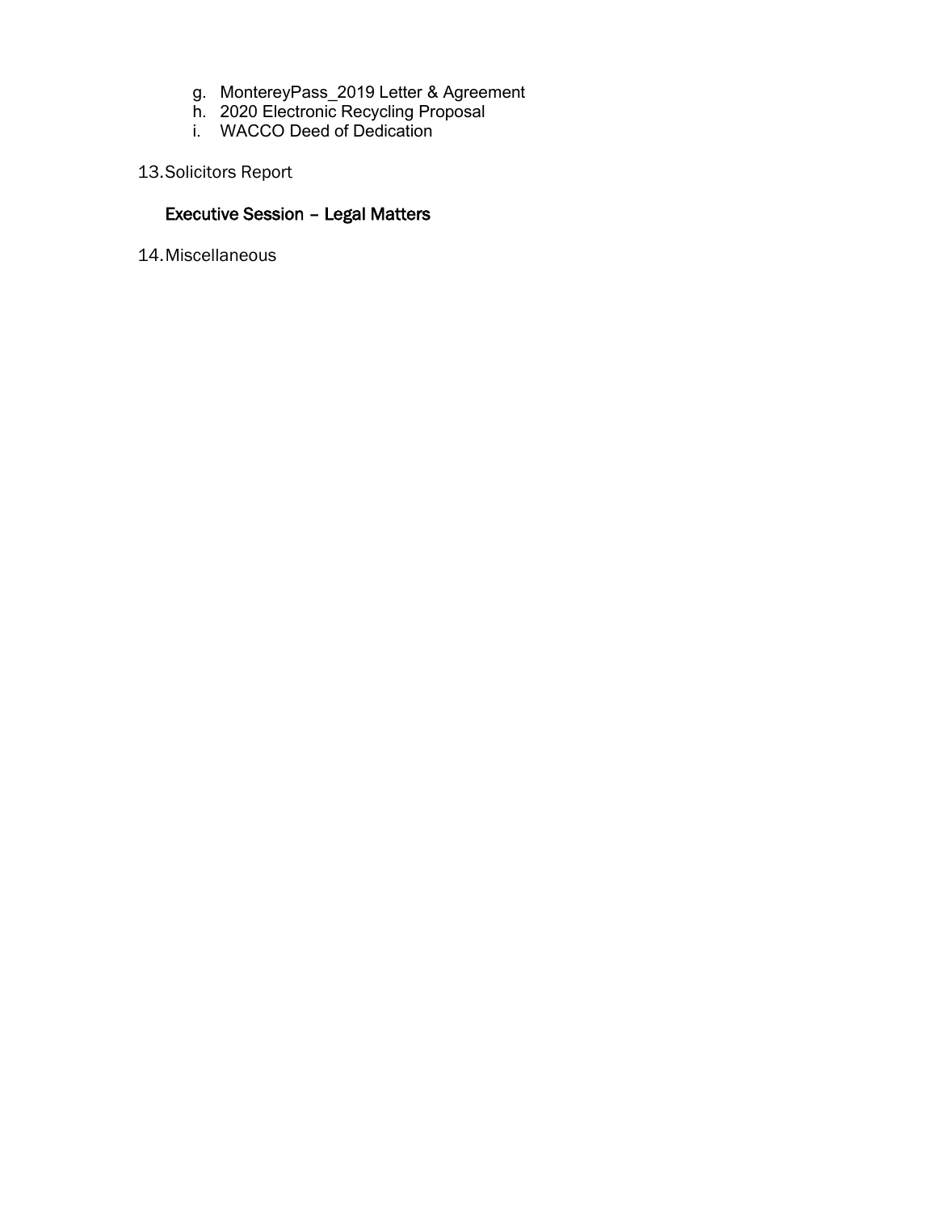g. MontereyPass_2019 Letter & Agreement
   h. 2020 Electronic Recycling Proposal
   i. WACCO Deed of Dedication

13. Solicitors Report

   **Executive Session – Legal Matters**

14. Miscellaneous